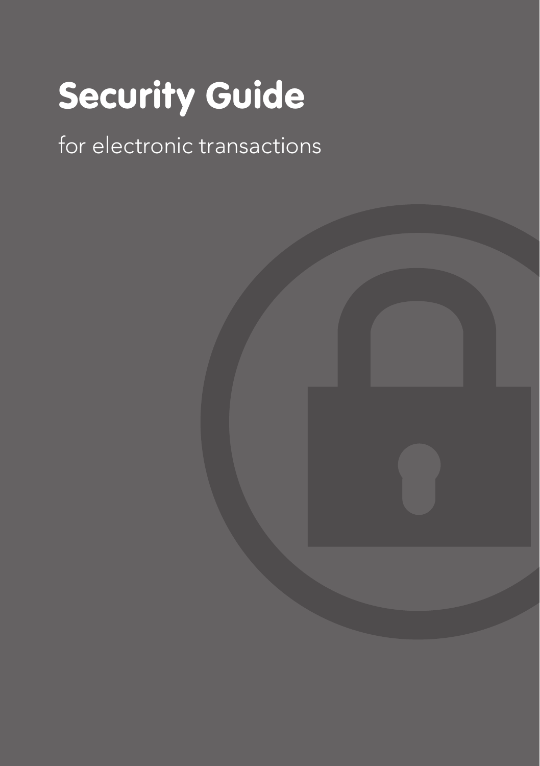# Security Guide

for electronic transactions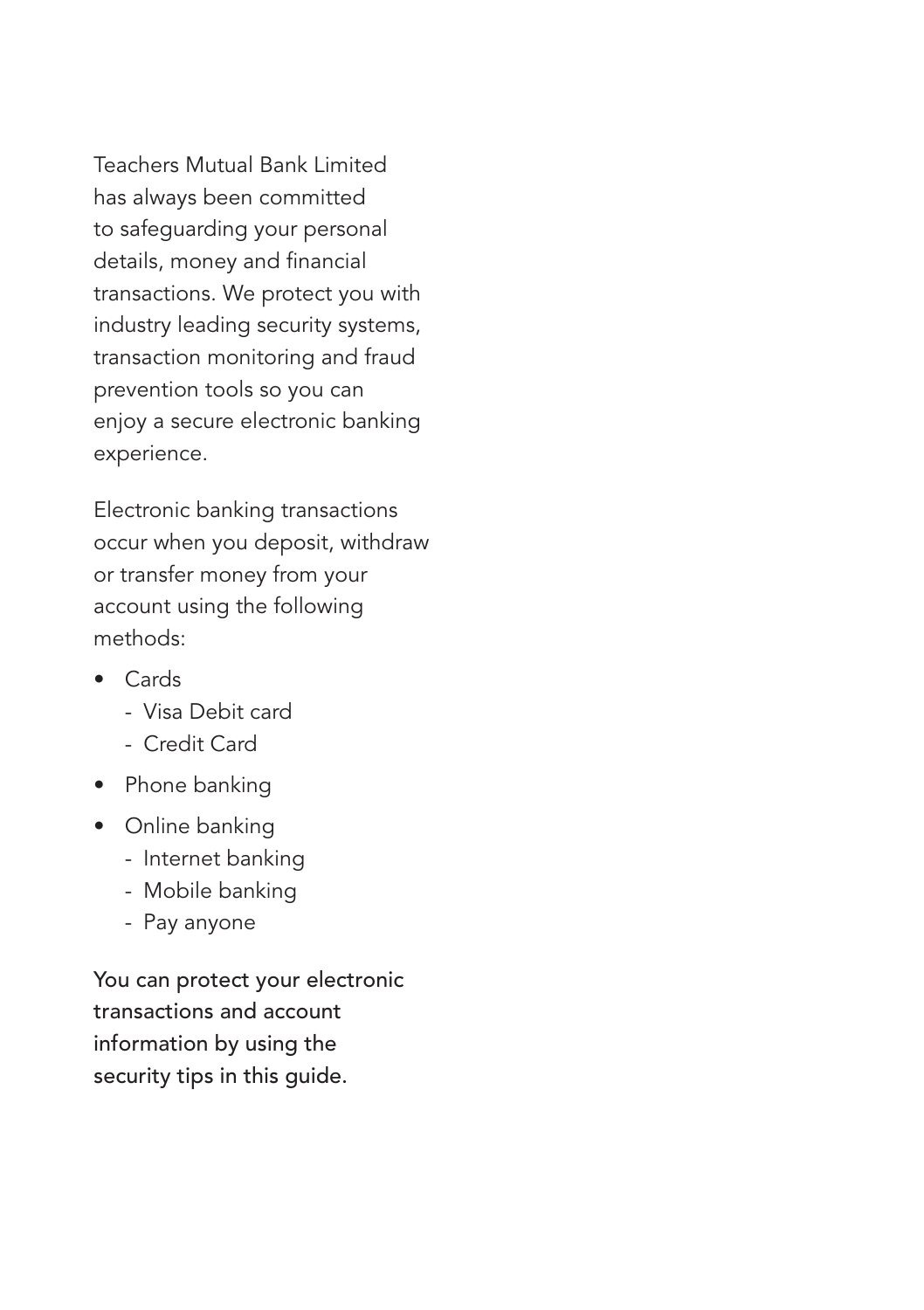Teachers Mutual Bank Limited has always been committed to safeguarding your personal details, money and financial transactions. We protect you with industry leading security systems, transaction monitoring and fraud prevention tools so you can enjoy a secure electronic banking experience.

Electronic banking transactions occur when you deposit, withdraw or transfer money from your account using the following methods:

- Cards
  - Visa Debit card
  - Credit Card
- Phone banking
- Online banking
  - Internet banking
  - Mobile banking
  - Pay anyone

You can protect your electronic transactions and account information by using the security tips in this guide.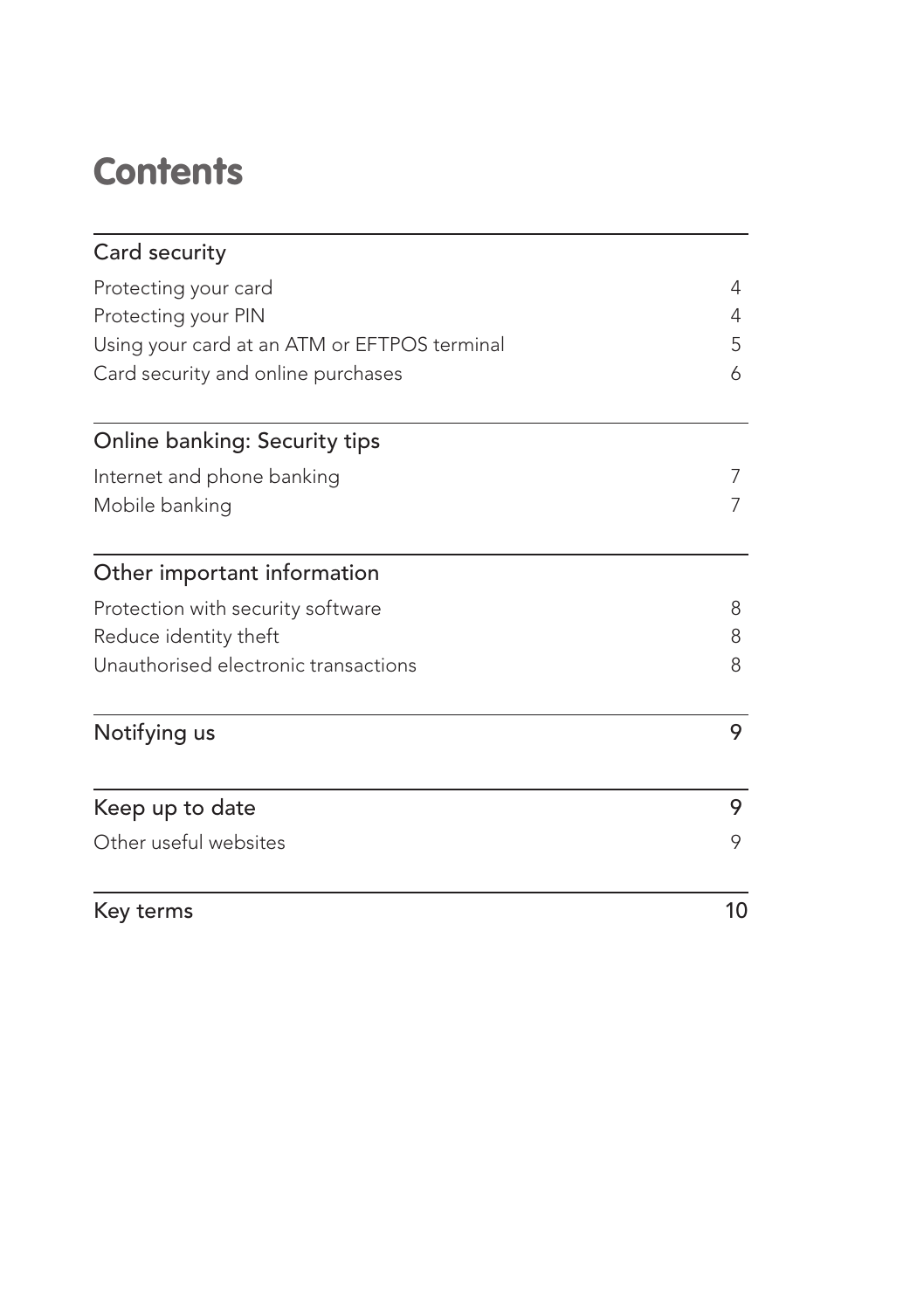# Contents

| Card security | |
| --- | --- |
| Protecting your card | 4 |
| Protecting your PIN | 4 |
| Using your card at an ATM or EFTPOS terminal | 5 |
| Card security and online purchases | 6 |

| Online banking: Security tips | |
| --- | --- |
| Internet and phone banking | 7 |
| Mobile banking | 7 |

| Other important information | |
| --- | --- |
| Protection with security software | 8 |
| Reduce identity theft | 8 |
| Unauthorised electronic transactions | 8 |

| Notifying us | 9 |
| --- | --- |

| Keep up to date | 9 |
| --- | --- |
| Other useful websites | 9 |

| Key terms | 10 |
| --- | --- |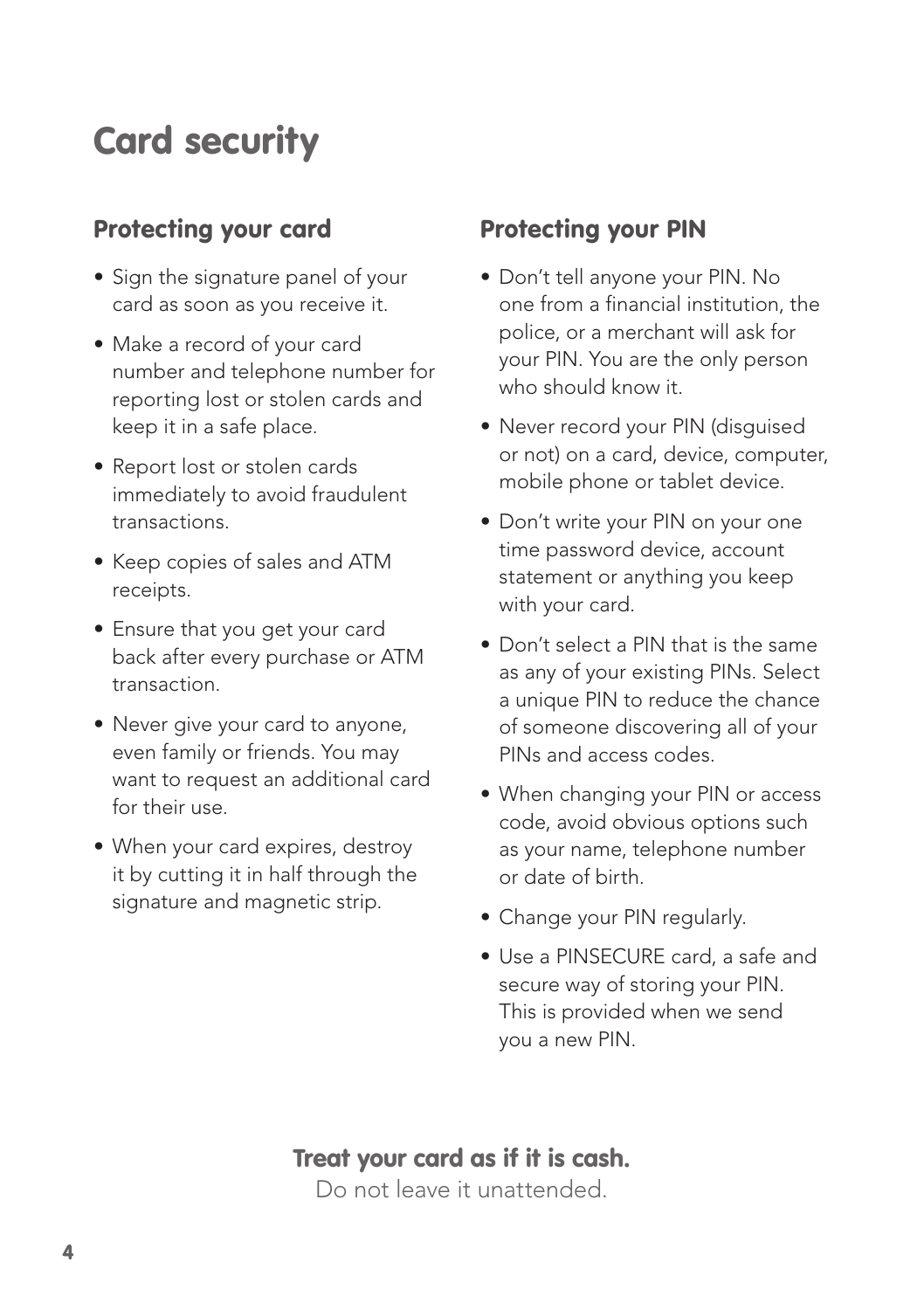# Card security

## Protecting your card

- Sign the signature panel of your card as soon as you receive it.
- Make a record of your card number and telephone number for reporting lost or stolen cards and keep it in a safe place.
- Report lost or stolen cards immediately to avoid fraudulent transactions.
- Keep copies of sales and ATM receipts.
- Ensure that you get your card back after every purchase or ATM transaction.
- Never give your card to anyone, even family or friends. You may want to request an additional card for their use.
- When your card expires, destroy it by cutting it in half through the signature and magnetic strip.

## Protecting your PIN

- Don't tell anyone your PIN. No one from a financial institution, the police, or a merchant will ask for your PIN. You are the only person who should know it.
- Never record your PIN (disguised or not) on a card, device, computer, mobile phone or tablet device.
- Don't write your PIN on your one time password device, account statement or anything you keep with your card.
- Don't select a PIN that is the same as any of your existing PINs. Select a unique PIN to reduce the chance of someone discovering all of your PINs and access codes.
- When changing your PIN or access code, avoid obvious options such as your name, telephone number or date of birth.
- Change your PIN regularly.
- Use a PINSECURE card, a safe and secure way of storing your PIN. This is provided when we send you a new PIN.

**Treat your card as if it is cash.**

Do not leave it unattended.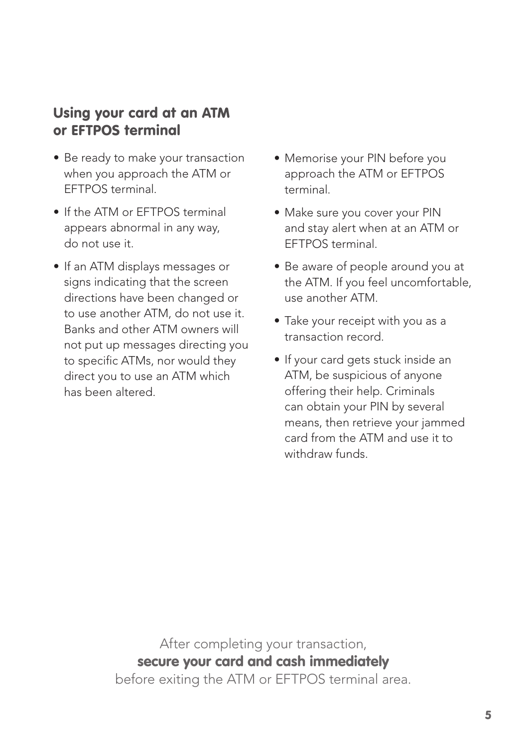## Using your card at an ATM or EFTPOS terminal

- Be ready to make your transaction when you approach the ATM or EFTPOS terminal.
- If the ATM or EFTPOS terminal appears abnormal in any way, do not use it.
- If an ATM displays messages or signs indicating that the screen directions have been changed or to use another ATM, do not use it. Banks and other ATM owners will not put up messages directing you to specific ATMs, nor would they direct you to use an ATM which has been altered.
- Memorise your PIN before you approach the ATM or EFTPOS terminal.
- Make sure you cover your PIN and stay alert when at an ATM or EFTPOS terminal.
- Be aware of people around you at the ATM. If you feel uncomfortable, use another ATM.
- Take your receipt with you as a transaction record.
- If your card gets stuck inside an ATM, be suspicious of anyone offering their help. Criminals can obtain your PIN by several means, then retrieve your jammed card from the ATM and use it to withdraw funds.

After completing your transaction,
**secure your card and cash immediately**
before exiting the ATM or EFTPOS terminal area.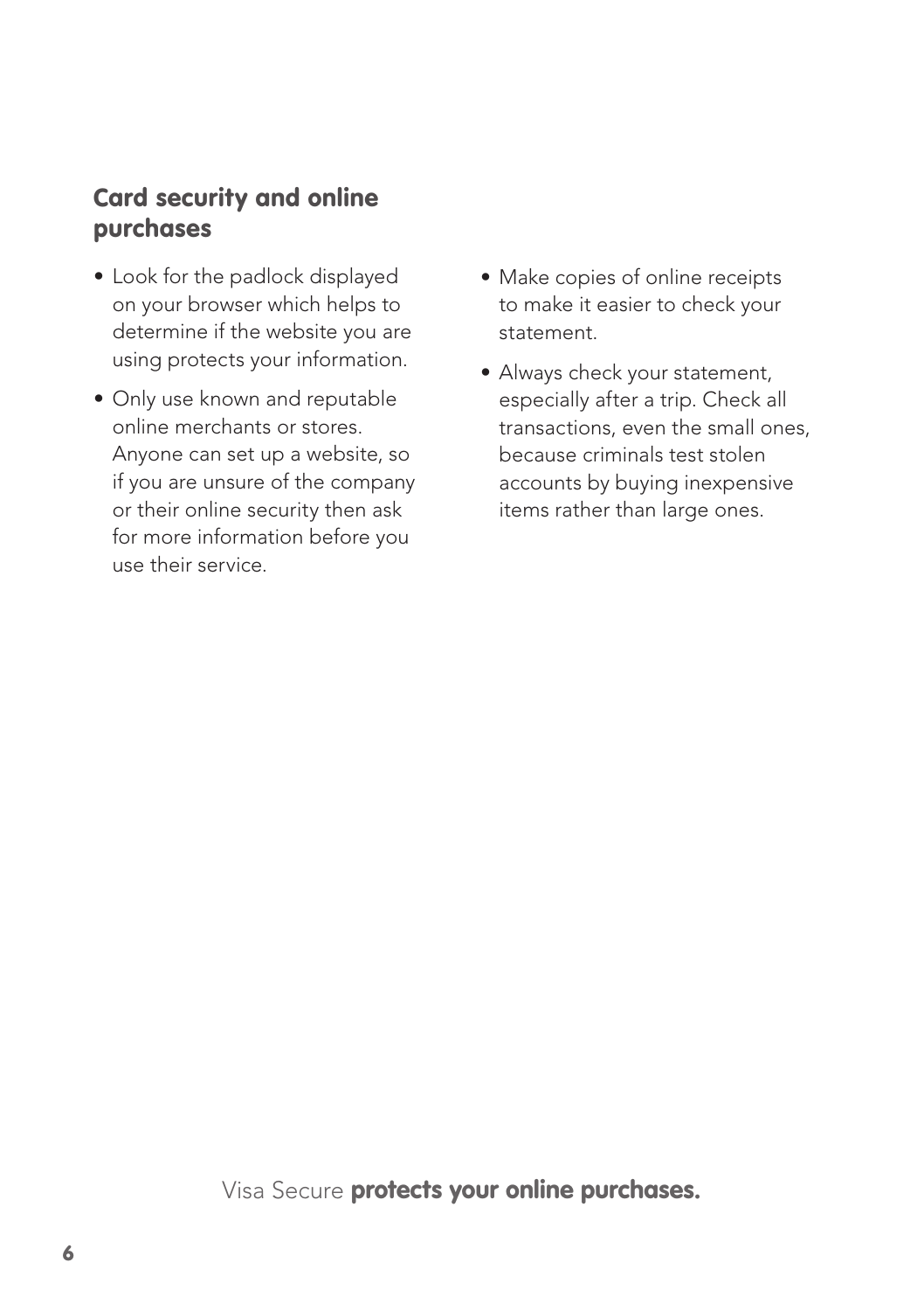## Card security and online purchases

- Look for the padlock displayed on your browser which helps to determine if the website you are using protects your information.
- Only use known and reputable online merchants or stores. Anyone can set up a website, so if you are unsure of the company or their online security then ask for more information before you use their service.
- Make copies of online receipts to make it easier to check your statement.
- Always check your statement, especially after a trip. Check all transactions, even the small ones, because criminals test stolen accounts by buying inexpensive items rather than large ones.

Visa Secure **protects your online purchases.**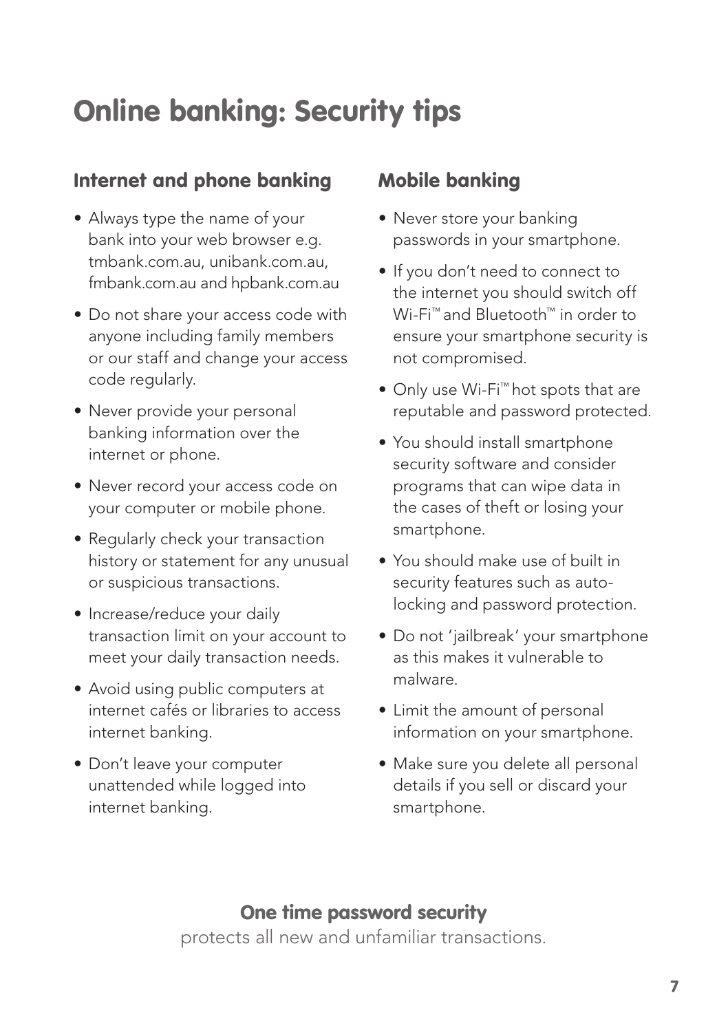# Online banking: Security tips

## Internet and phone banking

- Always type the name of your bank into your web browser e.g. tmbank.com.au, unibank.com.au, fmbank.com.au and hpbank.com.au
- Do not share your access code with anyone including family members or our staff and change your access code regularly.
- Never provide your personal banking information over the internet or phone.
- Never record your access code on your computer or mobile phone.
- Regularly check your transaction history or statement for any unusual or suspicious transactions.
- Increase/reduce your daily transaction limit on your account to meet your daily transaction needs.
- Avoid using public computers at internet cafés or libraries to access internet banking.
- Don't leave your computer unattended while logged into internet banking.

## Mobile banking

- Never store your banking passwords in your smartphone.
- If you don't need to connect to the internet you should switch off Wi-Fi™ and Bluetooth™ in order to ensure your smartphone security is not compromised.
- Only use Wi-Fi™ hot spots that are reputable and password protected.
- You should install smartphone security software and consider programs that can wipe data in the cases of theft or losing your smartphone.
- You should make use of built in security features such as auto-locking and password protection.
- Do not 'jailbreak' your smartphone as this makes it vulnerable to malware.
- Limit the amount of personal information on your smartphone.
- Make sure you delete all personal details if you sell or discard your smartphone.

**One time password security**

protects all new and unfamiliar transactions.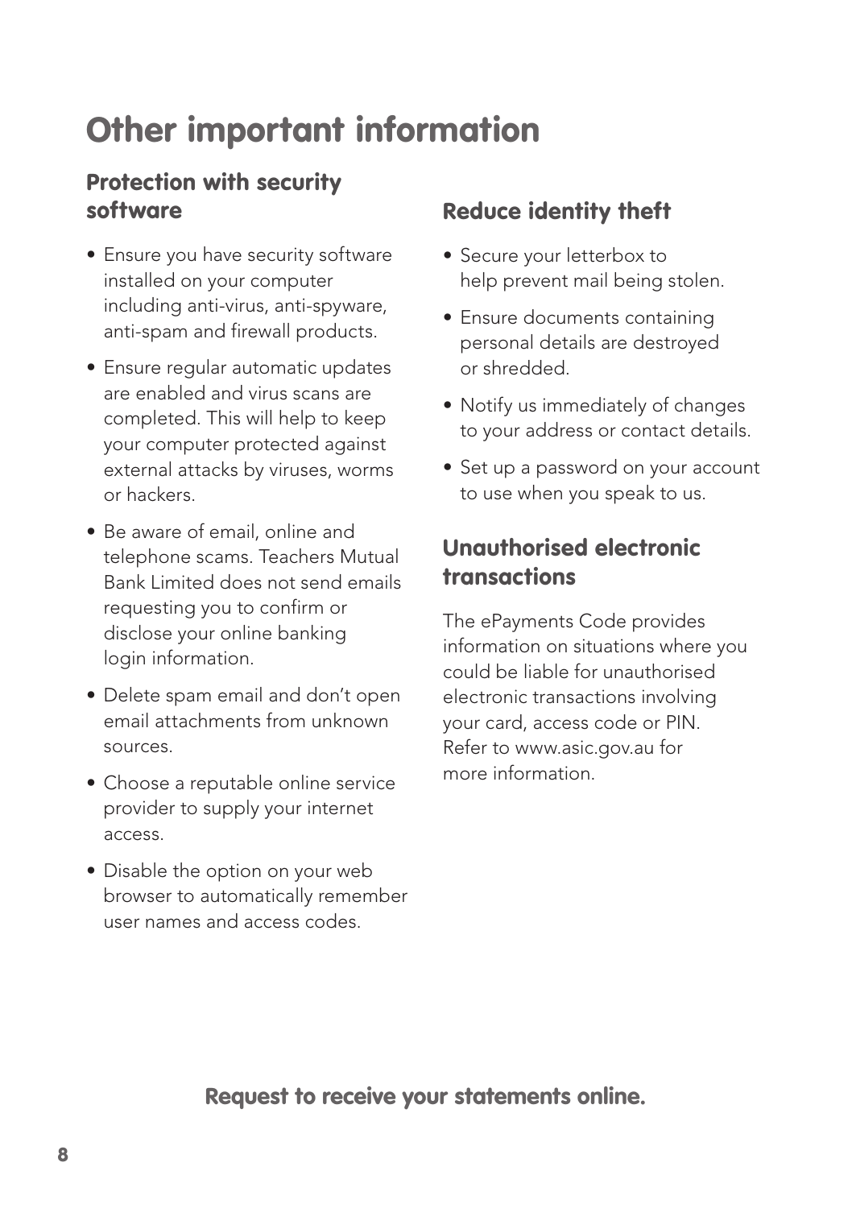# Other important information

## Protection with security software

- Ensure you have security software installed on your computer including anti-virus, anti-spyware, anti-spam and firewall products.
- Ensure regular automatic updates are enabled and virus scans are completed. This will help to keep your computer protected against external attacks by viruses, worms or hackers.
- Be aware of email, online and telephone scams. Teachers Mutual Bank Limited does not send emails requesting you to confirm or disclose your online banking login information.
- Delete spam email and don't open email attachments from unknown sources.
- Choose a reputable online service provider to supply your internet access.
- Disable the option on your web browser to automatically remember user names and access codes.

## Reduce identity theft

- Secure your letterbox to help prevent mail being stolen.
- Ensure documents containing personal details are destroyed or shredded.
- Notify us immediately of changes to your address or contact details.
- Set up a password on your account to use when you speak to us.

## Unauthorised electronic transactions

The ePayments Code provides information on situations where you could be liable for unauthorised electronic transactions involving your card, access code or PIN. Refer to www.asic.gov.au for more information.

**Request to receive your statements online.**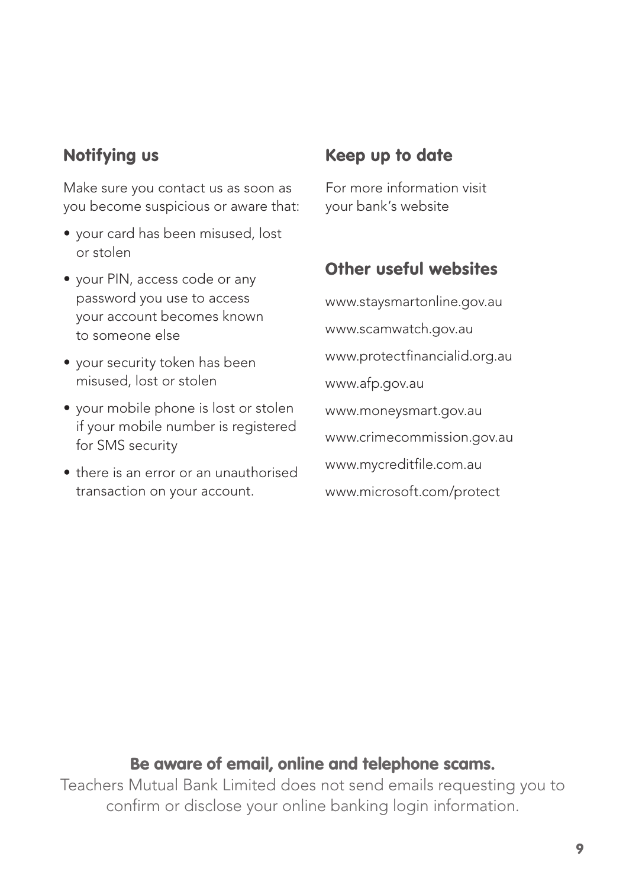## Notifying us

Make sure you contact us as soon as you become suspicious or aware that:

- your card has been misused, lost or stolen
- your PIN, access code or any password you use to access your account becomes known to someone else
- your security token has been misused, lost or stolen
- your mobile phone is lost or stolen if your mobile number is registered for SMS security
- there is an error or an unauthorised transaction on your account.

## Keep up to date

For more information visit your bank's website

## Other useful websites

www.staysmartonline.gov.au

www.scamwatch.gov.au

www.protectfinancialid.org.au

www.afp.gov.au

www.moneysmart.gov.au

www.crimecommission.gov.au

www.mycreditfile.com.au

www.microsoft.com/protect

**Be aware of email, online and telephone scams.**

Teachers Mutual Bank Limited does not send emails requesting you to confirm or disclose your online banking login information.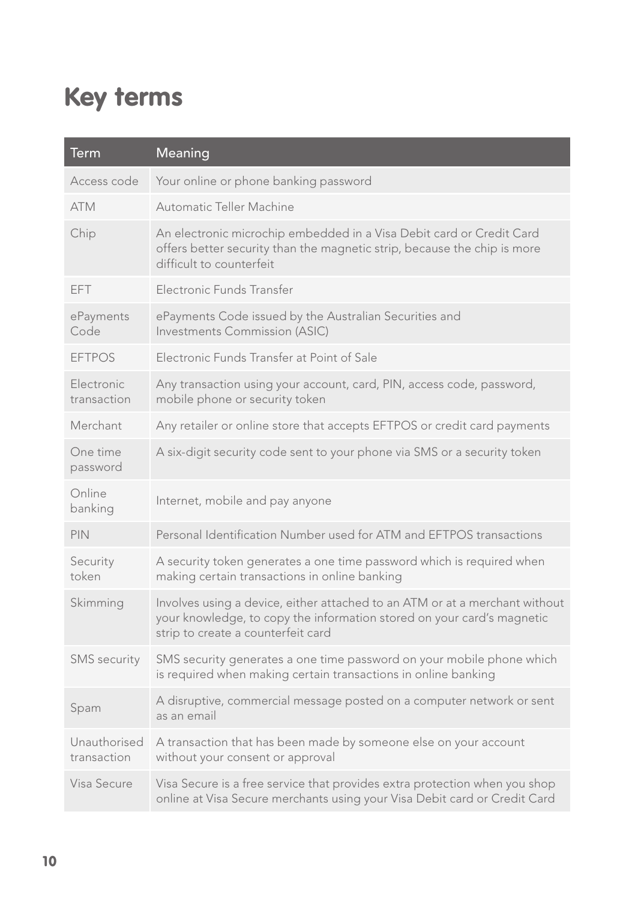# Key terms

| Term | Meaning |
| --- | --- |
| Access code | Your online or phone banking password |
| ATM | Automatic Teller Machine |
| Chip | An electronic microchip embedded in a Visa Debit card or Credit Card offers better security than the magnetic strip, because the chip is more difficult to counterfeit |
| EFT | Electronic Funds Transfer |
| ePayments Code | ePayments Code issued by the Australian Securities and Investments Commission (ASIC) |
| EFTPOS | Electronic Funds Transfer at Point of Sale |
| Electronic transaction | Any transaction using your account, card, PIN, access code, password, mobile phone or security token |
| Merchant | Any retailer or online store that accepts EFTPOS or credit card payments |
| One time password | A six-digit security code sent to your phone via SMS or a security token |
| Online banking | Internet, mobile and pay anyone |
| PIN | Personal Identification Number used for ATM and EFTPOS transactions |
| Security token | A security token generates a one time password which is required when making certain transactions in online banking |
| Skimming | Involves using a device, either attached to an ATM or at a merchant without your knowledge, to copy the information stored on your card's magnetic strip to create a counterfeit card |
| SMS security | SMS security generates a one time password on your mobile phone which is required when making certain transactions in online banking |
| Spam | A disruptive, commercial message posted on a computer network or sent as an email |
| Unauthorised transaction | A transaction that has been made by someone else on your account without your consent or approval |
| Visa Secure | Visa Secure is a free service that provides extra protection when you shop online at Visa Secure merchants using your Visa Debit card or Credit Card |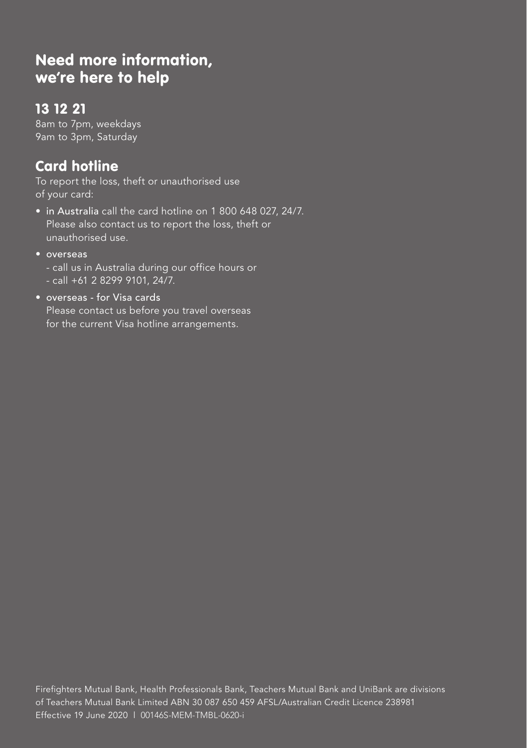# Need more information, we're here to help

## 13 12 21

8am to 7pm, weekdays
9am to 3pm, Saturday

## Card hotline

To report the loss, theft or unauthorised use of your card:

- in Australia call the card hotline on 1 800 648 027, 24/7. Please also contact us to report the loss, theft or unauthorised use.
- overseas
  - call us in Australia during our office hours or
  - call +61 2 8299 9101, 24/7.
- overseas - for Visa cards
  Please contact us before you travel overseas for the current Visa hotline arrangements.

Firefighters Mutual Bank, Health Professionals Bank, Teachers Mutual Bank and UniBank are divisions of Teachers Mutual Bank Limited ABN 30 087 650 459 AFSL/Australian Credit Licence 238981
Effective 19 June 2020 | 00146S-MEM-TMBL-0620-i